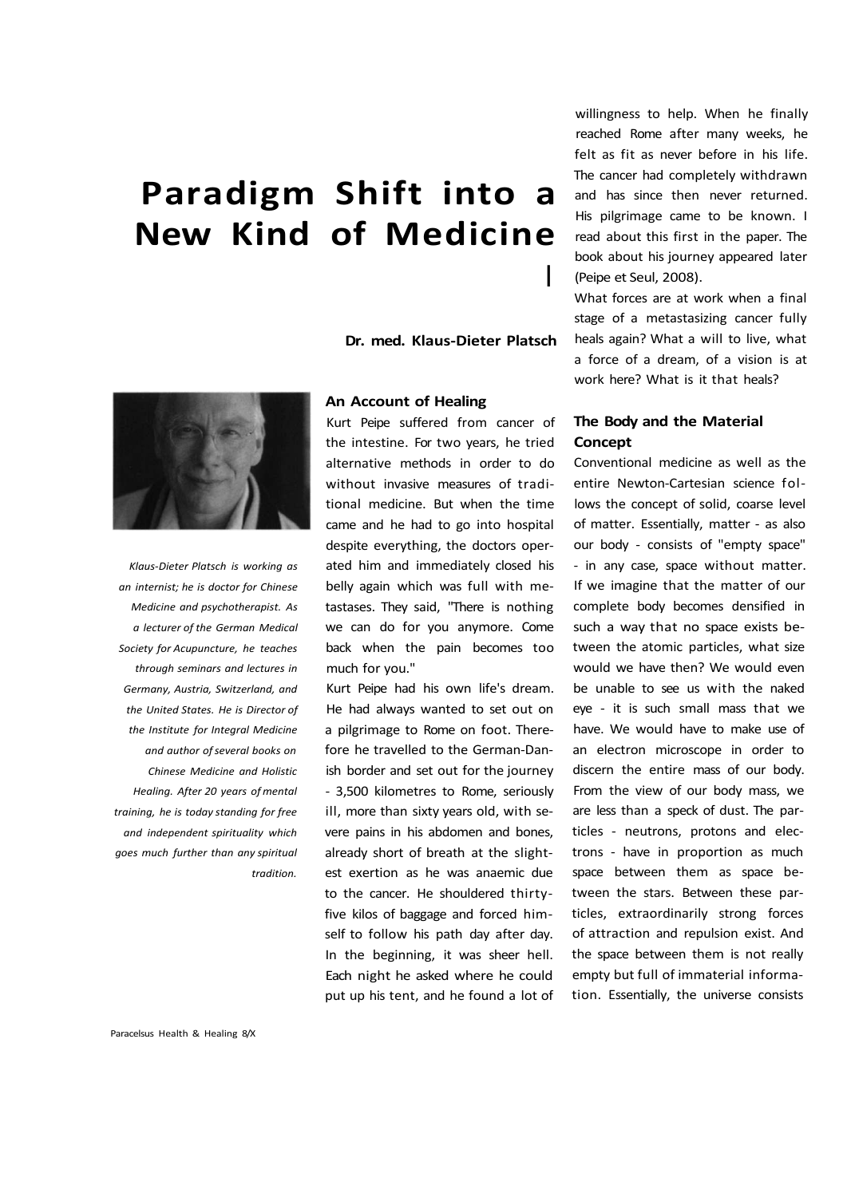# Paradigm Shift into a New Kind of Medicine

**Dr. med. Klaus-Dieter Platsch**

*Klaus-Dieter Platsch is working as an internist; he is doctor for Chinese Medicine and psychotherapist. As a lecturer of the German Medical Society for Acupuncture, he teaches through seminars and lectures in Germany, Austria, Switzerland, and the United States. He is Director of the Institute for Integral Medicine and author of several books on Chinese Medicine and Holistic Healing. After 20 years of mental training, he is today standing for free and independent spirituality which goes much further than any spiritual tradition.*

## An Account of Healing

Kurt Peipe suffered from cancer of the intestine. For two years, he tried alternative methods in order to do without invasive measures of traditional medicine. But when the time came and he had to go into hospital despite everything, the doctors operated him and immediately closed his belly again which was full with metastases. They said, "There is nothing we can do for you anymore. Come back when the pain becomes too much for you."

Kurt Peipe had his own life's dream. He had always wanted to set out on a pilgrimage to Rome on foot. Therefore he travelled to the German-Danish border and set out for the journey - 3,500 kilometres to Rome, seriously ill, more than sixty years old, with severe pains in his abdomen and bones, already short of breath at the slightest exertion as he was anaemic due to the cancer. He shouldered thirty-five kilos of baggage and forced himself to follow his path day after day. In the beginning, it was sheer hell. Each night he asked where he could put up his tent, and he found a lot of willingness to help. When he finally reached Rome after many weeks, he felt as fit as never before in his life. The cancer had completely withdrawn and has since then never returned. His pilgrimage came to be known. I read about this first in the paper. The book about his journey appeared later (Peipe et Seul, 2008).

What forces are at work when a final stage of a metastasizing cancer fully heals again? What a will to live, what a force of a dream, of a vision is at work here? What is it that heals?

## The Body and the Material Concept

Conventional medicine as well as the entire Newton-Cartesian science follows the concept of solid, coarse level of matter. Essentially, matter - as also our body - consists of "empty space" - in any case, space without matter. If we imagine that the matter of our complete body becomes densified in such a way that no space exists between the atomic particles, what size would we have then? We would even be unable to see us with the naked eye - it is such small mass that we have. We would have to make use of an electron microscope in order to discern the entire mass of our body. From the view of our body mass, we are less than a speck of dust. The particles - neutrons, protons and electrons - have in proportion as much space between them as space between the stars. Between these particles, extraordinarily strong forces of attraction and repulsion exist. And the space between them is not really empty but full of immaterial information. Essentially, the universe consists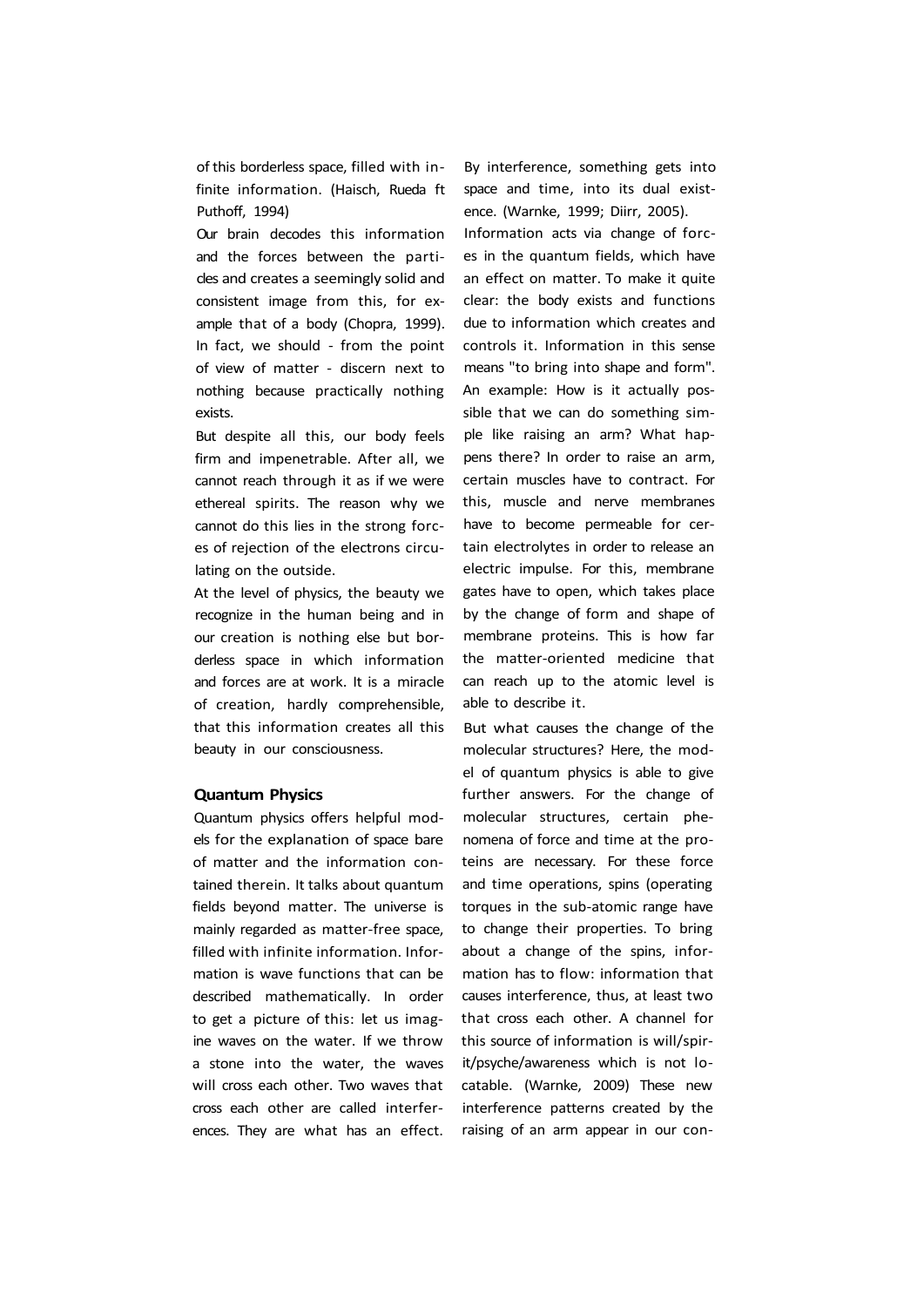of this borderless space, filled with infinite information. (Haisch, Rueda ft Puthoff, 1994)

Our brain decodes this information and the forces between the particles and creates a seemingly solid and consistent image from this, for example that of a body (Chopra, 1999). In fact, we should - from the point of view of matter - discern next to nothing because practically nothing exists.

But despite all this, our body feels firm and impenetrable. After all, we cannot reach through it as if we were ethereal spirits. The reason why we cannot do this lies in the strong forces of rejection of the electrons circulating on the outside.

At the level of physics, the beauty we recognize in the human being and in our creation is nothing else but borderless space in which information and forces are at work. It is a miracle of creation, hardly comprehensible, that this information creates all this beauty in our consciousness.

## Quantum Physics

Quantum physics offers helpful models for the explanation of space bare of matter and the information contained therein. It talks about quantum fields beyond matter. The universe is mainly regarded as matter-free space, filled with infinite information. Information is wave functions that can be described mathematically. In order to get a picture of this: let us imagine waves on the water. If we throw a stone into the water, the waves will cross each other. Two waves that cross each other are called interferences. They are what has an effect. By interference, something gets into space and time, into its dual existence. (Warnke, 1999; Diirr, 2005).

Information acts via change of forces in the quantum fields, which have an effect on matter. To make it quite clear: the body exists and functions due to information which creates and controls it. Information in this sense means "to bring into shape and form". An example: How is it actually possible that we can do something simple like raising an arm? What happens there? In order to raise an arm, certain muscles have to contract. For this, muscle and nerve membranes have to become permeable for certain electrolytes in order to release an electric impulse. For this, membrane gates have to open, which takes place by the change of form and shape of membrane proteins. This is how far the matter-oriented medicine that can reach up to the atomic level is able to describe it.

But what causes the change of the molecular structures? Here, the model of quantum physics is able to give further answers. For the change of molecular structures, certain phenomena of force and time at the proteins are necessary. For these force and time operations, spins (operating torques in the sub-atomic range have to change their properties. To bring about a change of the spins, information has to flow: information that causes interference, thus, at least two that cross each other. A channel for this source of information is will/spirit/psyche/awareness which is not locatable. (Warnke, 2009) These new interference patterns created by the raising of an arm appear in our con-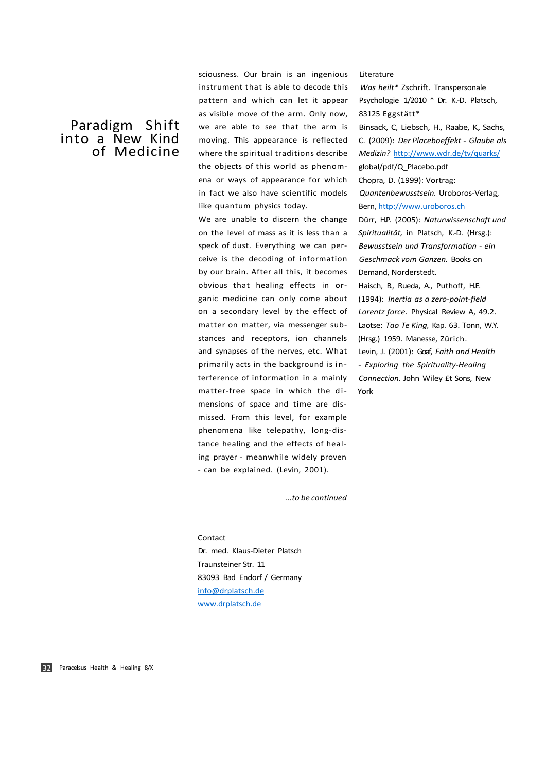# Paradigm Shift into a New Kind of Medicine

sciousness. Our brain is an ingenious instrument that is able to decode this pattern and which can let it appear as visible move of the arm. Only now, we are able to see that the arm is moving. This appearance is reflected where the spiritual traditions describe the objects of this world as phenomena or ways of appearance for which in fact we also have scientific models like quantum physics today.

We are unable to discern the change on the level of mass as it is less than a speck of dust. Everything we can perceive is the decoding of information by our brain. After all this, it becomes obvious that healing effects in organic medicine can only come about on a secondary level by the effect of matter on matter, via messenger substances and receptors, ion channels and synapses of the nerves, etc. What primarily acts in the background is interference of information in a mainly matter-free space in which the dimensions of space and time are dismissed. From this level, for example phenomena like telepathy, long-distance healing and the effects of healing prayer - meanwhile widely proven - can be explained. (Levin, 2001).

*...to be continued*

Contact
Dr. med. Klaus-Dieter Platsch
Traunsteiner Str. 11
83093 Bad Endorf / Germany
info@drplatsch.de
www.drplatsch.de

Literature

*Was heilt\** Zschrift. Transpersonale Psychologie 1/2010 * Dr. K.-D. Platsch, 83125 Eggstätt*

Binsack, C, Liebsch, H., Raabe, K., Sachs, C. (2009): *Der Placeboeffekt - Glaube als Medizin?* http://www.wdr.de/tv/quarks/global/pdf/Q_Placebo.pdf

Chopra, D. (1999): Vortrag: *Quantenbewusstsein.* Uroboros-Verlag, Bern, http://www.uroboros.ch

Dürr, HP. (2005): *Naturwissenschaft und Spiritualität,* in Platsch, K.-D. (Hrsg.): *Bewusstsein und Transformation - ein Geschmack vom Ganzen.* Books on Demand, Norderstedt.

Haisch, B., Rueda, A., Puthoff, H.E. (1994): *Inertia as a zero-point-field Lorentz force.* Physical Review A, 49.2.

Laotse: *Tao Te King,* Kap. 63. Tonn, W.Y. (Hrsg.) 1959. Manesse, Zürich.

Levin, J. (2001): Goaf, *Faith and Health - Exploring the Spirituality-Healing Connection.* John Wiley £t Sons, New York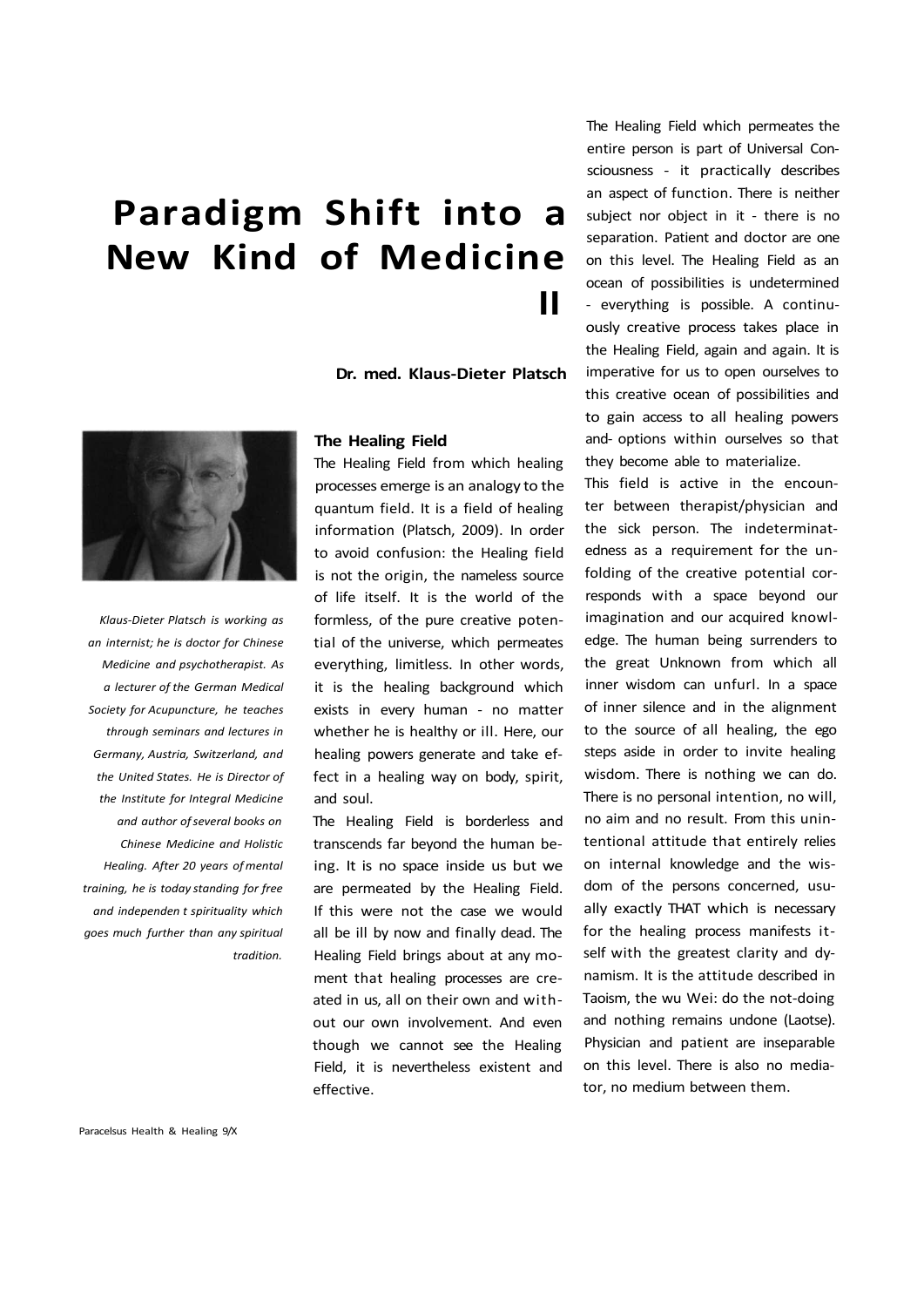# Paradigm Shift into a New Kind of Medicine II

**Dr. med. Klaus-Dieter Platsch**

*Klaus-Dieter Platsch is working as an internist; he is doctor for Chinese Medicine and psychotherapist. As a lecturer of the German Medical Society for Acupuncture, he teaches through seminars and lectures in Germany, Austria, Switzerland, and the United States. He is Director of the Institute for Integral Medicine and author of several books on Chinese Medicine and Holistic Healing. After 20 years of mental training, he is today standing for free and independen t spirituality which goes much further than any spiritual tradition.*

## The Healing Field

The Healing Field from which healing processes emerge is an analogy to the quantum field. It is a field of healing information (Platsch, 2009). In order to avoid confusion: the Healing field is not the origin, the nameless source of life itself. It is the world of the formless, of the pure creative potential of the universe, which permeates everything, limitless. In other words, it is the healing background which exists in every human - no matter whether he is healthy or ill. Here, our healing powers generate and take effect in a healing way on body, spirit, and soul.

The Healing Field is borderless and transcends far beyond the human being. It is no space inside us but we are permeated by the Healing Field. If this were not the case we would all be ill by now and finally dead. The Healing Field brings about at any moment that healing processes are created in us, all on their own and without our own involvement. And even though we cannot see the Healing Field, it is nevertheless existent and effective.

The Healing Field which permeates the entire person is part of Universal Consciousness - it practically describes an aspect of function. There is neither subject nor object in it - there is no separation. Patient and doctor are one on this level. The Healing Field as an ocean of possibilities is undetermined - everything is possible. A continuously creative process takes place in the Healing Field, again and again. It is imperative for us to open ourselves to this creative ocean of possibilities and to gain access to all healing powers and- options within ourselves so that they become able to materialize.

This field is active in the encounter between therapist/physician and the sick person. The indeterminatedness as a requirement for the unfolding of the creative potential corresponds with a space beyond our imagination and our acquired knowledge. The human being surrenders to the great Unknown from which all inner wisdom can unfurl. In a space of inner silence and in the alignment to the source of all healing, the ego steps aside in order to invite healing wisdom. There is nothing we can do. There is no personal intention, no will, no aim and no result. From this unintentional attitude that entirely relies on internal knowledge and the wisdom of the persons concerned, usually exactly THAT which is necessary for the healing process manifests itself with the greatest clarity and dynamism. It is the attitude described in Taoism, the wu Wei: do the not-doing and nothing remains undone (Laotse). Physician and patient are inseparable on this level. There is also no mediator, no medium between them.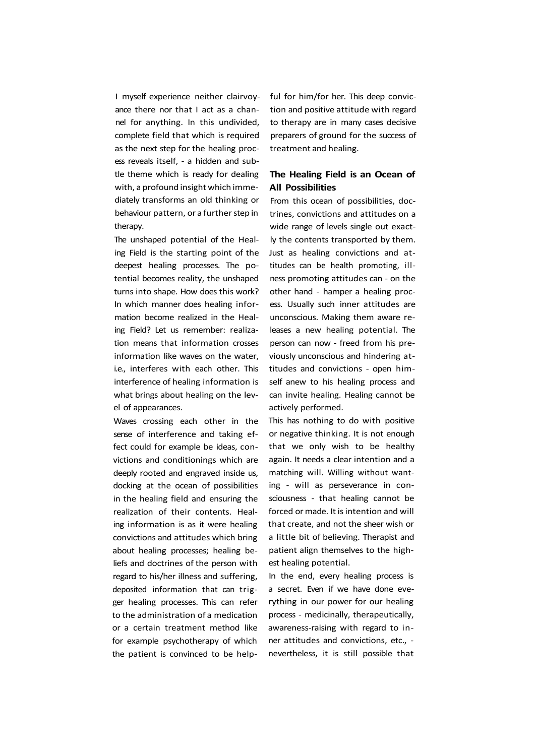I myself experience neither clairvoyance there nor that I act as a channel for anything. In this undivided, complete field that which is required as the next step for the healing process reveals itself, - a hidden and subtle theme which is ready for dealing with, a profound insight which immediately transforms an old thinking or behaviour pattern, or a further step in therapy.

The unshaped potential of the Healing Field is the starting point of the deepest healing processes. The potential becomes reality, the unshaped turns into shape. How does this work? In which manner does healing information become realized in the Healing Field? Let us remember: realization means that information crosses information like waves on the water, i.e., interferes with each other. This interference of healing information is what brings about healing on the level of appearances.

Waves crossing each other in the sense of interference and taking effect could for example be ideas, convictions and conditionings which are deeply rooted and engraved inside us, docking at the ocean of possibilities in the healing field and ensuring the realization of their contents. Healing information is as it were healing convictions and attitudes which bring about healing processes; healing beliefs and doctrines of the person with regard to his/her illness and suffering, deposited information that can trigger healing processes. This can refer to the administration of a medication or a certain treatment method like for example psychotherapy of which the patient is convinced to be helpful for him/for her. This deep conviction and positive attitude with regard to therapy are in many cases decisive preparers of ground for the success of treatment and healing.

## The Healing Field is an Ocean of All Possibilities

From this ocean of possibilities, doctrines, convictions and attitudes on a wide range of levels single out exactly the contents transported by them. Just as healing convictions and attitudes can be health promoting, illness promoting attitudes can - on the other hand - hamper a healing process. Usually such inner attitudes are unconscious. Making them aware releases a new healing potential. The person can now - freed from his previously unconscious and hindering attitudes and convictions - open himself anew to his healing process and can invite healing. Healing cannot be actively performed.

This has nothing to do with positive or negative thinking. It is not enough that we only wish to be healthy again. It needs a clear intention and a matching will. Willing without wanting - will as perseverance in consciousness - that healing cannot be forced or made. It is intention and will that create, and not the sheer wish or a little bit of believing. Therapist and patient align themselves to the highest healing potential.

In the end, every healing process is a secret. Even if we have done everything in our power for our healing process - medicinally, therapeutically, awareness-raising with regard to inner attitudes and convictions, etc., - nevertheless, it is still possible that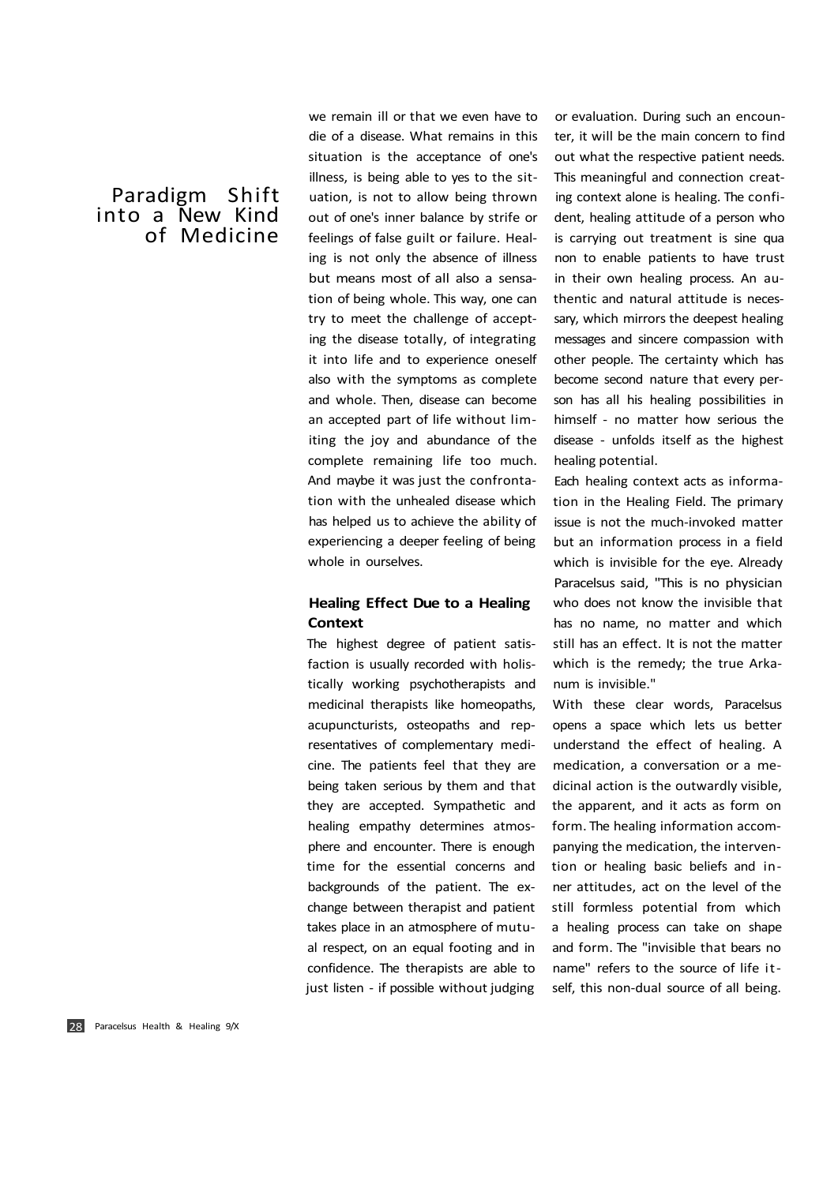# Paradigm Shift into a New Kind of Medicine

we remain ill or that we even have to die of a disease. What remains in this situation is the acceptance of one's illness, is being able to yes to the situation, is not to allow being thrown out of one's inner balance by strife or feelings of false guilt or failure. Healing is not only the absence of illness but means most of all also a sensation of being whole. This way, one can try to meet the challenge of accepting the disease totally, of integrating it into life and to experience oneself also with the symptoms as complete and whole. Then, disease can become an accepted part of life without limiting the joy and abundance of the complete remaining life too much. And maybe it was just the confrontation with the unhealed disease which has helped us to achieve the ability of experiencing a deeper feeling of being whole in ourselves.

## Healing Effect Due to a Healing Context

The highest degree of patient satisfaction is usually recorded with holistically working psychotherapists and medicinal therapists like homeopaths, acupuncturists, osteopaths and representatives of complementary medicine. The patients feel that they are being taken serious by them and that they are accepted. Sympathetic and healing empathy determines atmosphere and encounter. There is enough time for the essential concerns and backgrounds of the patient. The exchange between therapist and patient takes place in an atmosphere of mutual respect, on an equal footing and in confidence. The therapists are able to just listen - if possible without judging or evaluation. During such an encounter, it will be the main concern to find out what the respective patient needs. This meaningful and connection creating context alone is healing. The confident, healing attitude of a person who is carrying out treatment is sine qua non to enable patients to have trust in their own healing process. An authentic and natural attitude is necessary, which mirrors the deepest healing messages and sincere compassion with other people. The certainty which has become second nature that every person has all his healing possibilities in himself - no matter how serious the disease - unfolds itself as the highest healing potential.

Each healing context acts as information in the Healing Field. The primary issue is not the much-invoked matter but an information process in a field which is invisible for the eye. Already Paracelsus said, "This is no physician who does not know the invisible that has no name, no matter and which still has an effect. It is not the matter which is the remedy; the true Arkanum is invisible."

With these clear words, Paracelsus opens a space which lets us better understand the effect of healing. A medication, a conversation or a medicinal action is the outwardly visible, the apparent, and it acts as form on form. The healing information accompanying the medication, the intervention or healing basic beliefs and inner attitudes, act on the level of the still formless potential from which a healing process can take on shape and form. The "invisible that bears no name" refers to the source of life itself, this non-dual source of all being.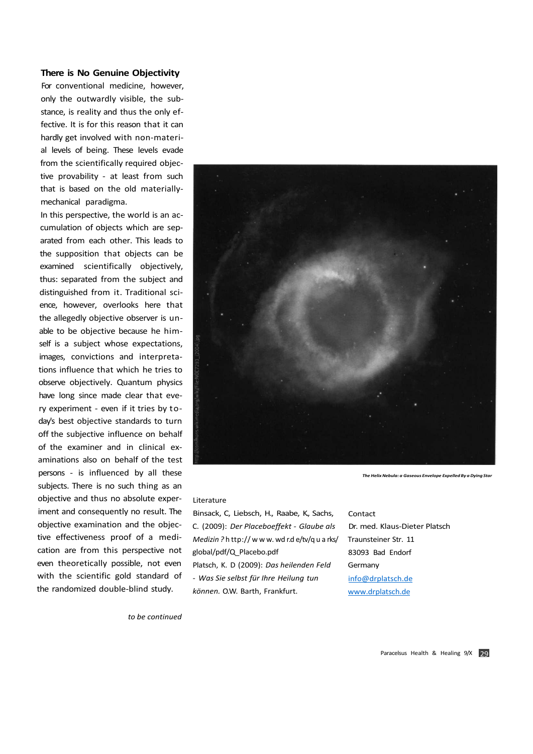### There is No Genuine Objectivity

For conventional medicine, however, only the outwardly visible, the substance, is reality and thus the only effective. It is for this reason that it can hardly get involved with non-material levels of being. These levels evade from the scientifically required objective provability - at least from such that is based on the old materially-mechanical paradigma.

In this perspective, the world is an accumulation of objects which are separated from each other. This leads to the supposition that objects can be examined scientifically objectively, thus: separated from the subject and distinguished from it. Traditional science, however, overlooks here that the allegedly objective observer is unable to be objective because he himself is a subject whose expectations, images, convictions and interpretations influence that which he tries to observe objectively. Quantum physics have long since made clear that every experiment - even if it tries by today's best objective standards to turn off the subjective influence on behalf of the examiner and in clinical examinations also on behalf of the test persons - is influenced by all these subjects. There is no such thing as an objective and thus no absolute experiment and consequently no result. The objective examination and the objective effectiveness proof of a medication are from this perspective not even theoretically possible, not even with the scientific gold standard of the randomized double-blind study.

*to be continued*

*The Helix Nebula: a Gaseous Envelope Expelled By a Dying Star*

Literature

Binsack, C, Liebsch, H., Raabe, K, Sachs, C. (2009): *Der Placeboeffekt - Glaube als Medizin ?* http://www.wdr.de/tv/quarks/global/pdf/Q_Placebo.pdf

Platsch, K. D (2009): *Das heilenden Feld - Was Sie selbst für Ihre Heilung tun können.* O.W. Barth, Frankfurt.

Contact

Dr. med. Klaus-Dieter Platsch
Traunsteiner Str. 11
83093 Bad Endorf
Germany
info@drplatsch.de
www.drplatsch.de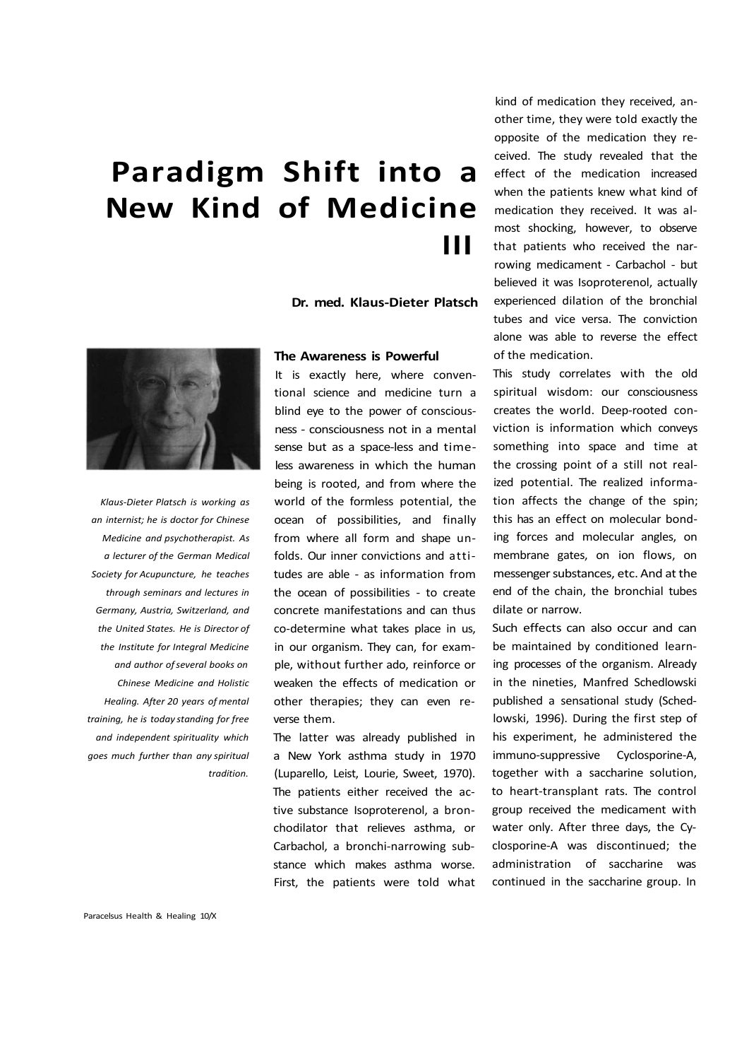# Paradigm Shift into a New Kind of Medicine III

**Dr. med. Klaus-Dieter Platsch**

*Klaus-Dieter Platsch is working as an internist; he is doctor for Chinese Medicine and psychotherapist. As a lecturer of the German Medical Society for Acupuncture, he teaches through seminars and lectures in Germany, Austria, Switzerland, and the United States. He is Director of the Institute for Integral Medicine and author of several books on Chinese Medicine and Holistic Healing. After 20 years of mental training, he is today standing for free and independent spirituality which goes much further than any spiritual tradition.*

### The Awareness is Powerful

It is exactly here, where conventional science and medicine turn a blind eye to the power of consciousness - consciousness not in a mental sense but as a space-less and timeless awareness in which the human being is rooted, and from where the world of the formless potential, the ocean of possibilities, and finally from where all form and shape unfolds. Our inner convictions and attitudes are able - as information from the ocean of possibilities - to create concrete manifestations and can thus co-determine what takes place in us, in our organism. They can, for example, without further ado, reinforce or weaken the effects of medication or other therapies; they can even reverse them.

The latter was already published in a New York asthma study in 1970 (Luparello, Leist, Lourie, Sweet, 1970). The patients either received the active substance Isoproterenol, a bronchodilator that relieves asthma, or Carbachol, a bronchi-narrowing substance which makes asthma worse. First, the patients were told what kind of medication they received, another time, they were told exactly the opposite of the medication they received. The study revealed that the effect of the medication increased when the patients knew what kind of medication they received. It was almost shocking, however, to observe that patients who received the narrowing medicament - Carbachol - but believed it was Isoproterenol, actually experienced dilation of the bronchial tubes and vice versa. The conviction alone was able to reverse the effect of the medication.

This study correlates with the old spiritual wisdom: our consciousness creates the world. Deep-rooted conviction is information which conveys something into space and time at the crossing point of a still not realized potential. The realized information affects the change of the spin; this has an effect on molecular bonding forces and molecular angles, on membrane gates, on ion flows, on messenger substances, etc. And at the end of the chain, the bronchial tubes dilate or narrow.

Such effects can also occur and can be maintained by conditioned learning processes of the organism. Already in the nineties, Manfred Schedlowski published a sensational study (Schedlowski, 1996). During the first step of his experiment, he administered the immuno-suppressive Cyclosporine-A, together with a saccharine solution, to heart-transplant rats. The control group received the medicament with water only. After three days, the Cyclosporine-A was discontinued; the administration of saccharine was continued in the saccharine group. In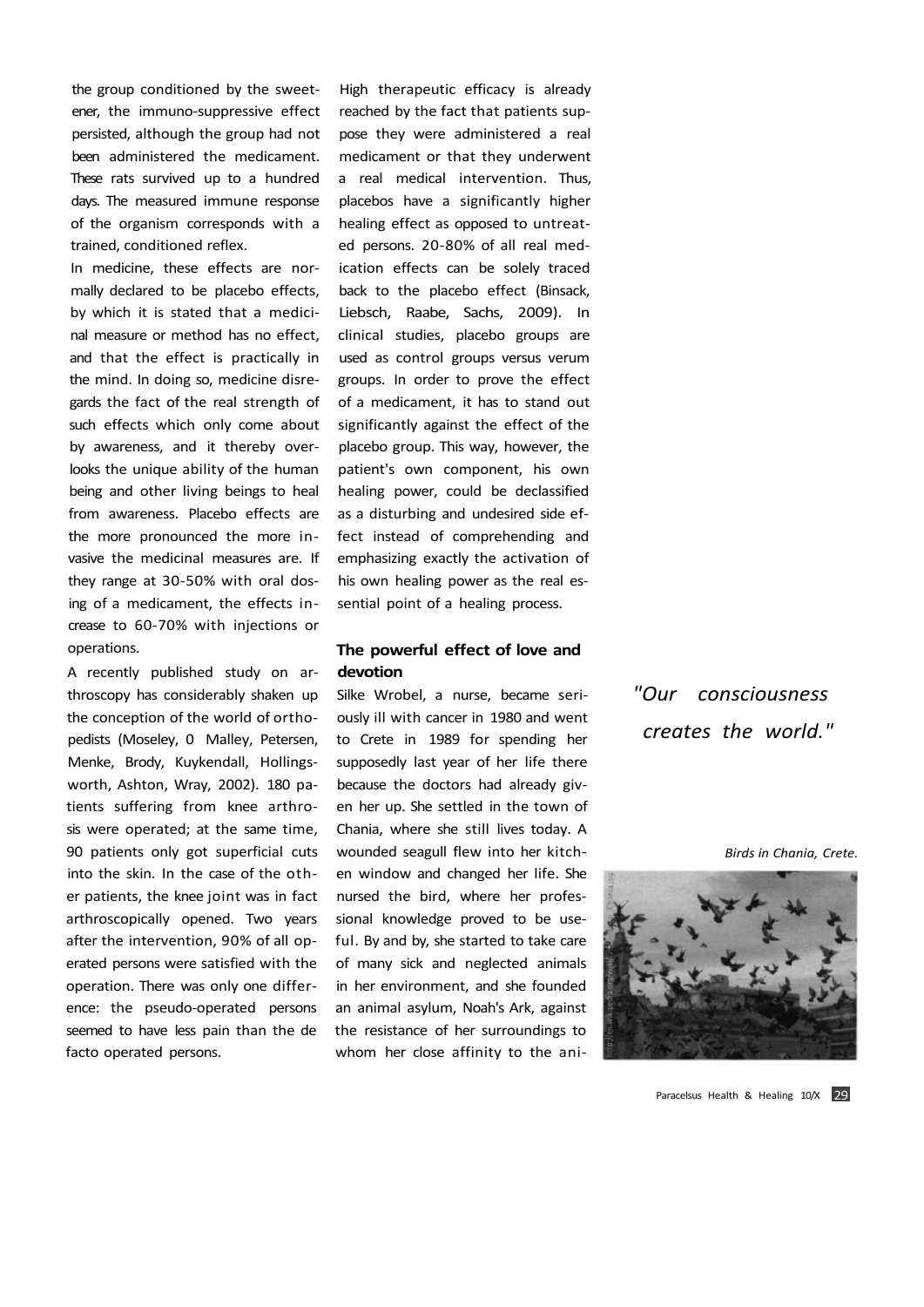the group conditioned by the sweetener, the immuno-suppressive effect persisted, although the group had not been administered the medicament. These rats survived up to a hundred days. The measured immune response of the organism corresponds with a trained, conditioned reflex.

In medicine, these effects are normally declared to be placebo effects, by which it is stated that a medicinal measure or method has no effect, and that the effect is practically in the mind. In doing so, medicine disregards the fact of the real strength of such effects which only come about by awareness, and it thereby overlooks the unique ability of the human being and other living beings to heal from awareness. Placebo effects are the more pronounced the more invasive the medicinal measures are. If they range at 30-50% with oral dosing of a medicament, the effects increase to 60-70% with injections or operations.

A recently published study on arthroscopy has considerably shaken up the conception of the world of orthopedists (Moseley, 0 Malley, Petersen, Menke, Brody, Kuykendall, Hollingsworth, Ashton, Wray, 2002). 180 patients suffering from knee arthrosis were operated; at the same time, 90 patients only got superficial cuts into the skin. In the case of the other patients, the knee joint was in fact arthroscopically opened. Two years after the intervention, 90% of all operated persons were satisfied with the operation. There was only one difference: the pseudo-operated persons seemed to have less pain than the de facto operated persons.

High therapeutic efficacy is already reached by the fact that patients suppose they were administered a real medicament or that they underwent a real medical intervention. Thus, placebos have a significantly higher healing effect as opposed to untreated persons. 20-80% of all real medication effects can be solely traced back to the placebo effect (Binsack, Liebsch, Raabe, Sachs, 2009). In clinical studies, placebo groups are used as control groups versus verum groups. In order to prove the effect of a medicament, it has to stand out significantly against the effect of the placebo group. This way, however, the patient's own component, his own healing power, could be declassified as a disturbing and undesired side effect instead of comprehending and emphasizing exactly the activation of his own healing power as the real essential point of a healing process.

## The powerful effect of love and devotion

Silke Wrobel, a nurse, became seriously ill with cancer in 1980 and went to Crete in 1989 for spending her supposedly last year of her life there because the doctors had already given her up. She settled in the town of Chania, where she still lives today. A wounded seagull flew into her kitchen window and changed her life. She nursed the bird, where her professional knowledge proved to be useful. By and by, she started to take care of many sick and neglected animals in her environment, and she founded an animal asylum, Noah's Ark, against the resistance of her surroundings to whom her close affinity to the ani-

*"Our consciousness creates the world."*

*Birds in Chania, Crete.*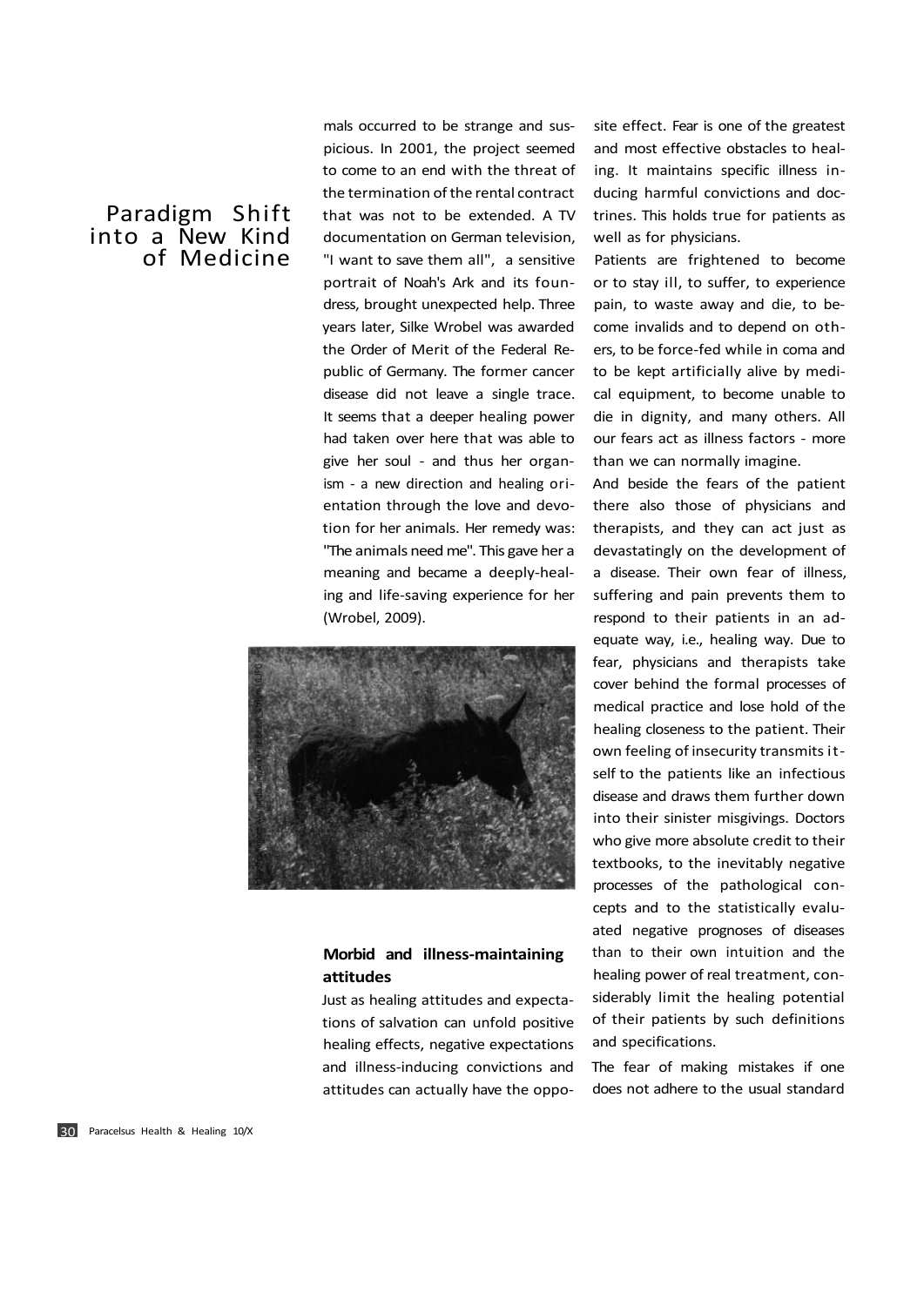mals occurred to be strange and suspicious. In 2001, the project seemed to come to an end with the threat of the termination of the rental contract that was not to be extended. A TV documentation on German television, "I want to save them all", a sensitive portrait of Noah's Ark and its foundress, brought unexpected help. Three years later, Silke Wrobel was awarded the Order of Merit of the Federal Republic of Germany. The former cancer disease did not leave a single trace. It seems that a deeper healing power had taken over here that was able to give her soul - and thus her organism - a new direction and healing orientation through the love and devotion for her animals. Her remedy was: "The animals need me". This gave her a meaning and became a deeply-healing and life-saving experience for her (Wrobel, 2009).

### Morbid and illness-maintaining attitudes

Just as healing attitudes and expectations of salvation can unfold positive healing effects, negative expectations and illness-inducing convictions and attitudes can actually have the opposite effect. Fear is one of the greatest and most effective obstacles to healing. It maintains specific illness inducing harmful convictions and doctrines. This holds true for patients as well as for physicians.

Patients are frightened to become or to stay ill, to suffer, to experience pain, to waste away and die, to become invalids and to depend on others, to be force-fed while in coma and to be kept artificially alive by medical equipment, to become unable to die in dignity, and many others. All our fears act as illness factors - more than we can normally imagine.

And beside the fears of the patient there also those of physicians and therapists, and they can act just as devastatingly on the development of a disease. Their own fear of illness, suffering and pain prevents them to respond to their patients in an adequate way, i.e., healing way. Due to fear, physicians and therapists take cover behind the formal processes of medical practice and lose hold of the healing closeness to the patient. Their own feeling of insecurity transmits itself to the patients like an infectious disease and draws them further down into their sinister misgivings. Doctors who give more absolute credit to their textbooks, to the inevitably negative processes of the pathological concepts and to the statistically evaluated negative prognoses of diseases than to their own intuition and the healing power of real treatment, considerably limit the healing potential of their patients by such definitions and specifications.

The fear of making mistakes if one does not adhere to the usual standard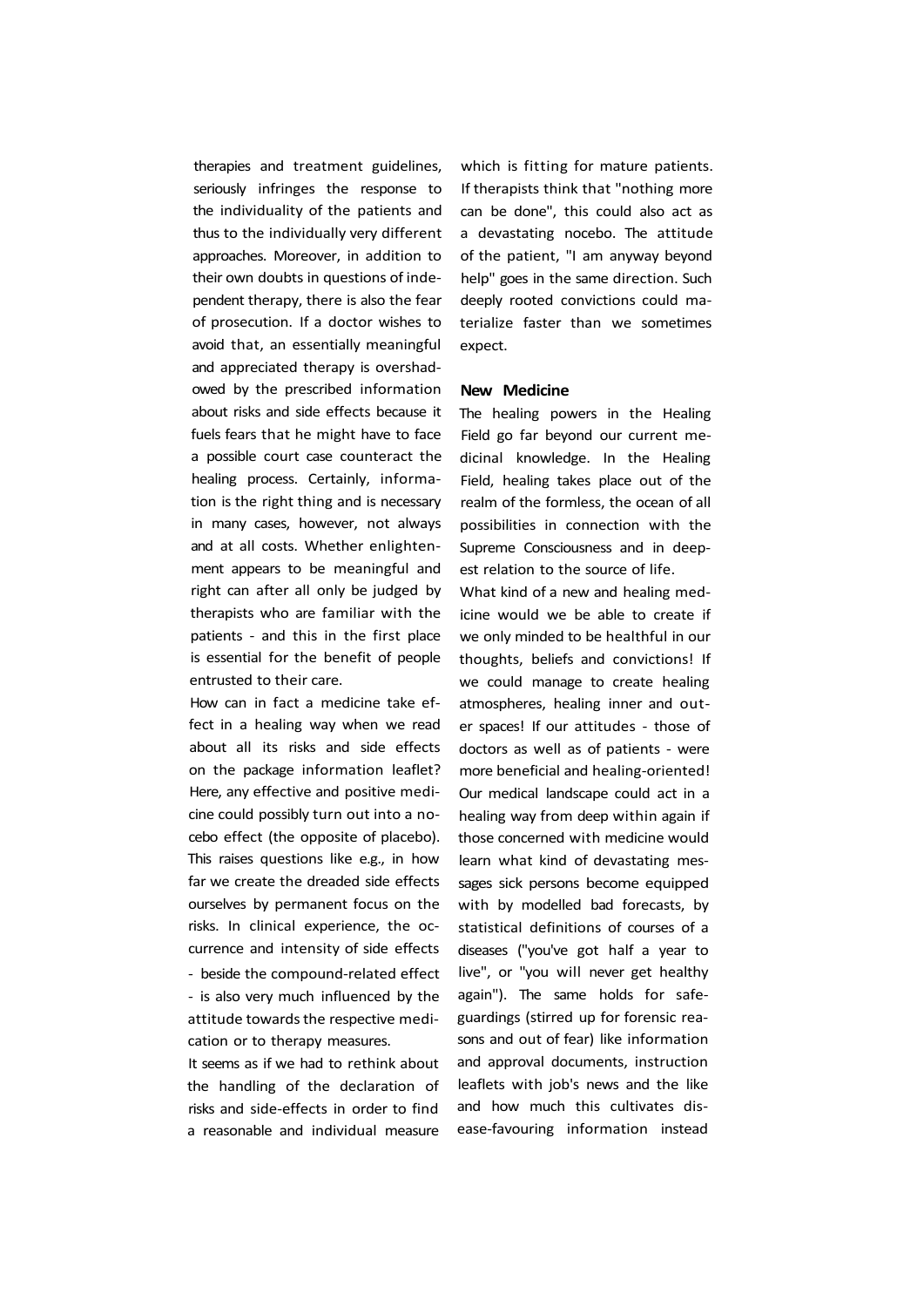therapies and treatment guidelines, seriously infringes the response to the individuality of the patients and thus to the individually very different approaches. Moreover, in addition to their own doubts in questions of independent therapy, there is also the fear of prosecution. If a doctor wishes to avoid that, an essentially meaningful and appreciated therapy is overshadowed by the prescribed information about risks and side effects because it fuels fears that he might have to face a possible court case counteract the healing process. Certainly, information is the right thing and is necessary in many cases, however, not always and at all costs. Whether enlightenment appears to be meaningful and right can after all only be judged by therapists who are familiar with the patients - and this in the first place is essential for the benefit of people entrusted to their care.

How can in fact a medicine take effect in a healing way when we read about all its risks and side effects on the package information leaflet? Here, any effective and positive medicine could possibly turn out into a nocebo effect (the opposite of placebo). This raises questions like e.g., in how far we create the dreaded side effects ourselves by permanent focus on the risks. In clinical experience, the occurrence and intensity of side effects - beside the compound-related effect - is also very much influenced by the attitude towards the respective medication or to therapy measures.

It seems as if we had to rethink about the handling of the declaration of risks and side-effects in order to find a reasonable and individual measure which is fitting for mature patients. If therapists think that "nothing more can be done", this could also act as a devastating nocebo. The attitude of the patient, "I am anyway beyond help" goes in the same direction. Such deeply rooted convictions could materialize faster than we sometimes expect.

**New Medicine**

The healing powers in the Healing Field go far beyond our current medicinal knowledge. In the Healing Field, healing takes place out of the realm of the formless, the ocean of all possibilities in connection with the Supreme Consciousness and in deepest relation to the source of life.

What kind of a new and healing medicine would we be able to create if we only minded to be healthful in our thoughts, beliefs and convictions! If we could manage to create healing atmospheres, healing inner and outer spaces! If our attitudes - those of doctors as well as of patients - were more beneficial and healing-oriented! Our medical landscape could act in a healing way from deep within again if those concerned with medicine would learn what kind of devastating messages sick persons become equipped with by modelled bad forecasts, by statistical definitions of courses of a diseases ("you've got half a year to live", or "you will never get healthy again"). The same holds for safeguardings (stirred up for forensic reasons and out of fear) like information and approval documents, instruction leaflets with job's news and the like and how much this cultivates disease-favouring information instead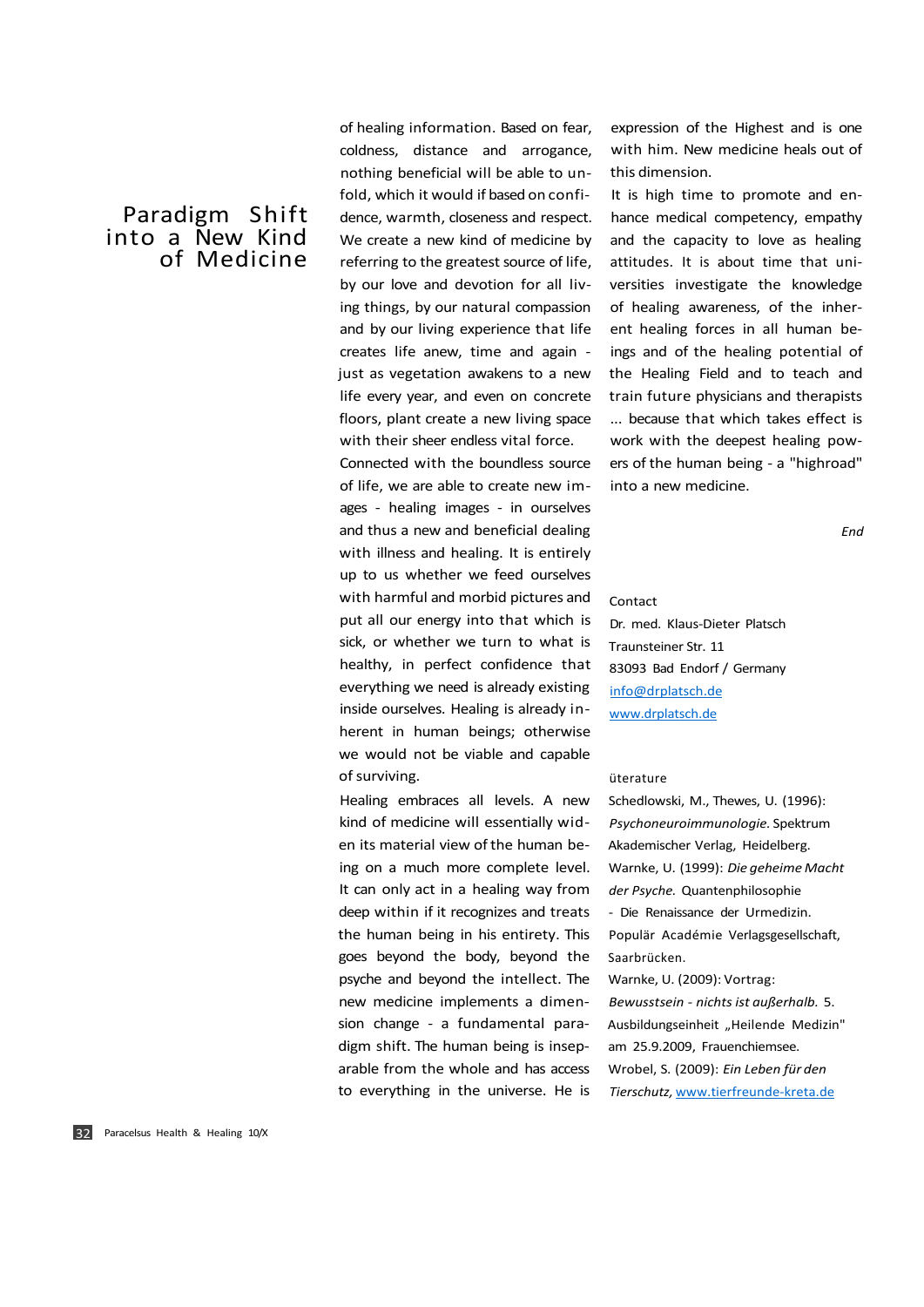# Paradigm Shift into a New Kind of Medicine

of healing information. Based on fear, coldness, distance and arrogance, nothing beneficial will be able to unfold, which it would if based on confidence, warmth, closeness and respect. We create a new kind of medicine by referring to the greatest source of life, by our love and devotion for all living things, by our natural compassion and by our living experience that life creates life anew, time and again - just as vegetation awakens to a new life every year, and even on concrete floors, plant create a new living space with their sheer endless vital force.

Connected with the boundless source of life, we are able to create new images - healing images - in ourselves and thus a new and beneficial dealing with illness and healing. It is entirely up to us whether we feed ourselves with harmful and morbid pictures and put all our energy into that which is sick, or whether we turn to what is healthy, in perfect confidence that everything we need is already existing inside ourselves. Healing is already inherent in human beings; otherwise we would not be viable and capable of surviving.

Healing embraces all levels. A new kind of medicine will essentially widen its material view of the human being on a much more complete level. It can only act in a healing way from deep within if it recognizes and treats the human being in his entirety. This goes beyond the body, beyond the psyche and beyond the intellect. The new medicine implements a dimension change - a fundamental paradigm shift. The human being is inseparable from the whole and has access to everything in the universe. He is expression of the Highest and is one with him. New medicine heals out of this dimension.

It is high time to promote and enhance medical competency, empathy and the capacity to love as healing attitudes. It is about time that universities investigate the knowledge of healing awareness, of the inherent healing forces in all human beings and of the healing potential of the Healing Field and to teach and train future physicians and therapists ... because that which takes effect is work with the deepest healing powers of the human being - a "highroad" into a new medicine.

*End*

Contact
Dr. med. Klaus-Dieter Platsch
Traunsteiner Str. 11
83093 Bad Endorf / Germany
info@drplatsch.de
www.drplatsch.de

üterature

Schedlowski, M., Thewes, U. (1996): *Psychoneuroimmunologie.* Spektrum Akademischer Verlag, Heidelberg.

Warnke, U. (1999): *Die geheime Macht der Psyche.* Quantenphilosophie - Die Renaissance der Urmedizin. Populär Académie Verlagsgesellschaft, Saarbrücken.

Warnke, U. (2009): Vortrag: *Bewusstsein - nichts ist außerhalb.* 5. Ausbildungseinheit „Heilende Medizin" am 25.9.2009, Frauenchiemsee.

Wrobel, S. (2009): *Ein Leben für den Tierschutz,* www.tierfreunde-kreta.de